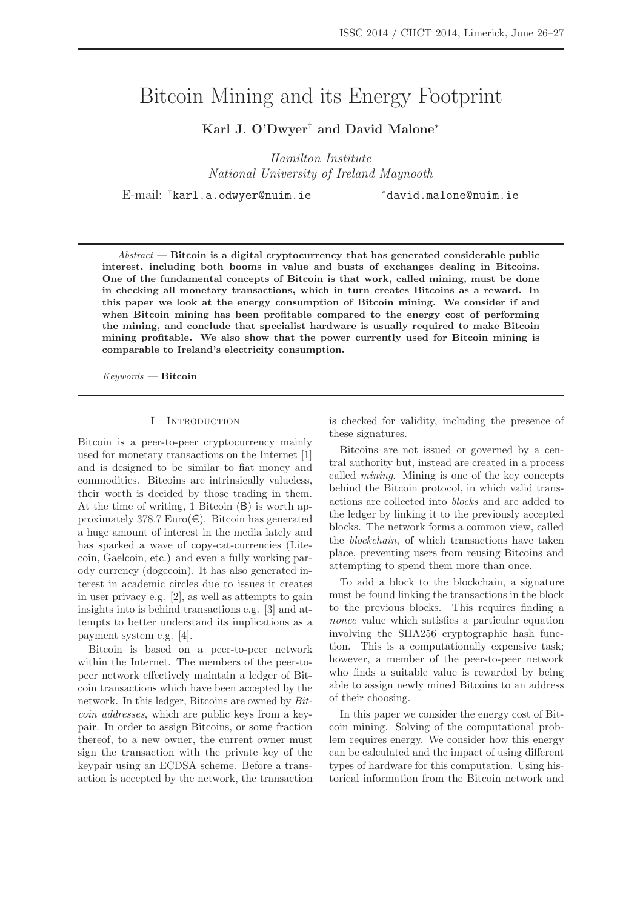# Bitcoin Mining and its Energy Footprint

**Karl J. O'Dwyer[†] and David Malone[*]**

*Hamilton Institute*
*National University of Ireland Maynooth*

E-mail: [†]karl.a.odwyer@nuim.ie [*]david.malone@nuim.ie

*Abstract* — **Bitcoin is a digital cryptocurrency that has generated considerable public interest, including both booms in value and busts of exchanges dealing in Bitcoins. One of the fundamental concepts of Bitcoin is that work, called mining, must be done in checking all monetary transactions, which in turn creates Bitcoins as a reward. In this paper we look at the energy consumption of Bitcoin mining. We consider if and when Bitcoin mining has been profitable compared to the energy cost of performing the mining, and conclude that specialist hardware is usually required to make Bitcoin mining profitable. We also show that the power currently used for Bitcoin mining is comparable to Ireland's electricity consumption.**

*Keywords* — **Bitcoin**

## I Introduction

Bitcoin is a peer-to-peer cryptocurrency mainly used for monetary transactions on the Internet [1] and is designed to be similar to fiat money and commodities. Bitcoins are intrinsically valueless, their worth is decided by those trading in them. At the time of writing, 1 Bitcoin (฿) is worth approximately 378.7 Euro(€). Bitcoin has generated a huge amount of interest in the media lately and has sparked a wave of copy-cat-currencies (Litecoin, Gaelcoin, etc.) and even a fully working parody currency (dogecoin). It has also generated interest in academic circles due to issues it creates in user privacy e.g. [2], as well as attempts to gain insights into is behind transactions e.g. [3] and attempts to better understand its implications as a payment system e.g. [4].

Bitcoin is based on a peer-to-peer network within the Internet. The members of the peer-to-peer network effectively maintain a ledger of Bitcoin transactions which have been accepted by the network. In this ledger, Bitcoins are owned by *Bitcoin addresses*, which are public keys from a keypair. In order to assign Bitcoins, or some fraction thereof, to a new owner, the current owner must sign the transaction with the private key of the keypair using an ECDSA scheme. Before a transaction is accepted by the network, the transaction is checked for validity, including the presence of these signatures.

Bitcoins are not issued or governed by a central authority but, instead are created in a process called *mining*. Mining is one of the key concepts behind the Bitcoin protocol, in which valid transactions are collected into *blocks* and are added to the ledger by linking it to the previously accepted blocks. The network forms a common view, called the *blockchain*, of which transactions have taken place, preventing users from reusing Bitcoins and attempting to spend them more than once.

To add a block to the blockchain, a signature must be found linking the transactions in the block to the previous blocks. This requires finding a *nonce* value which satisfies a particular equation involving the SHA256 cryptographic hash function. This is a computationally expensive task; however, a member of the peer-to-peer network who finds a suitable value is rewarded by being able to assign newly mined Bitcoins to an address of their choosing.

In this paper we consider the energy cost of Bitcoin mining. Solving of the computational problem requires energy. We consider how this energy can be calculated and the impact of using different types of hardware for this computation. Using historical information from the Bitcoin network and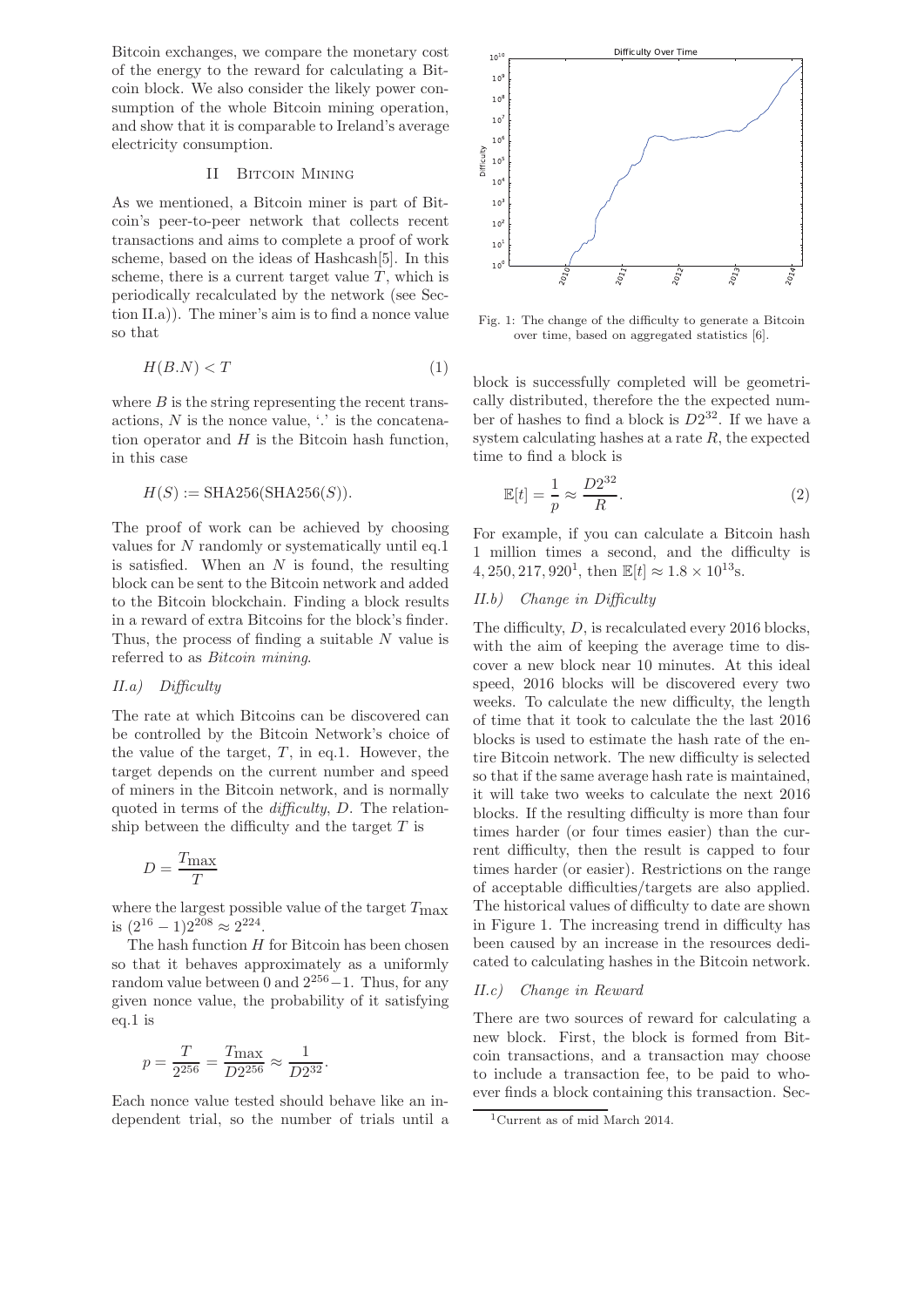Bitcoin exchanges, we compare the monetary cost of the energy to the reward for calculating a Bitcoin block. We also consider the likely power consumption of the whole Bitcoin mining operation, and show that it is comparable to Ireland's average electricity consumption.

## II Bitcoin Mining

As we mentioned, a Bitcoin miner is part of Bitcoin's peer-to-peer network that collects recent transactions and aims to complete a proof of work scheme, based on the ideas of Hashcash[5]. In this scheme, there is a current target value $T$, which is periodically recalculated by the network (see Section II.a)). The miner's aim is to find a nonce value so that

$$H(B.N) < T \tag{1}$$

where $B$ is the string representing the recent transactions, $N$ is the nonce value, '.' is the concatenation operator and $H$ is the Bitcoin hash function, in this case

$$H(S) := \text{SHA256}(\text{SHA256}(S)).$$

The proof of work can be achieved by choosing values for $N$ randomly or systematically until eq.1 is satisfied. When an $N$ is found, the resulting block can be sent to the Bitcoin network and added to the Bitcoin blockchain. Finding a block results in a reward of extra Bitcoins for the block's finder. Thus, the process of finding a suitable $N$ value is referred to as *Bitcoin mining*.

### *II.a) Difficulty*

The rate at which Bitcoins can be discovered can be controlled by the Bitcoin Network's choice of the value of the target, $T$, in eq.1. However, the target depends on the current number and speed of miners in the Bitcoin network, and is normally quoted in terms of the *difficulty*, $D$. The relationship between the difficulty and the target $T$ is

$$D = \frac{T_{\text{max}}}{T}$$

where the largest possible value of the target $T_{\text{max}}$ is $(2^{16} - 1)2^{208} \approx 2^{224}$.

The hash function $H$ for Bitcoin has been chosen so that it behaves approximately as a uniformly random value between 0 and $2^{256} - 1$. Thus, for any given nonce value, the probability of it satisfying eq.1 is

$$p = \frac{T}{2^{256}} = \frac{T_{\text{max}}}{D 2^{256}} \approx \frac{1}{D 2^{32}}.$$

Each nonce value tested should behave like an independent trial, so the number of trials until a block is successfully completed will be geometrically distributed, therefore the the expected number of hashes to find a block is $D2^{32}$. If we have a system calculating hashes at a rate $R$, the expected time to find a block is

$$\mathbb{E}[t] = \frac{1}{p} \approx \frac{D 2^{32}}{R}. \tag{2}$$

For example, if you can calculate a Bitcoin hash 1 million times a second, and the difficulty is $4,250,217,920$[1], then $\mathbb{E}[t] \approx 1.8 \times 10^{13}$s.

Fig. 1: The change of the difficulty to generate a Bitcoin over time, based on aggregated statistics [6].

### *II.b) Change in Difficulty*

The difficulty, $D$, is recalculated every 2016 blocks, with the aim of keeping the average time to discover a new block near 10 minutes. At this ideal speed, 2016 blocks will be discovered every two weeks. To calculate the new difficulty, the length of time that it took to calculate the the last 2016 blocks is used to estimate the hash rate of the entire Bitcoin network. The new difficulty is selected so that if the same average hash rate is maintained, it will take two weeks to calculate the next 2016 blocks. If the resulting difficulty is more than four times harder (or four times easier) than the current difficulty, then the result is capped to four times harder (or easier). Restrictions on the range of acceptable difficulties/targets are also applied. The historical values of difficulty to date are shown in Figure 1. The increasing trend in difficulty has been caused by an increase in the resources dedicated to calculating hashes in the Bitcoin network.

### *II.c) Change in Reward*

There are two sources of reward for calculating a new block. First, the block is formed from Bitcoin transactions, and a transaction may choose to include a transaction fee, to be paid to whoever finds a block containing this transaction. Sec-

[1] Current as of mid March 2014.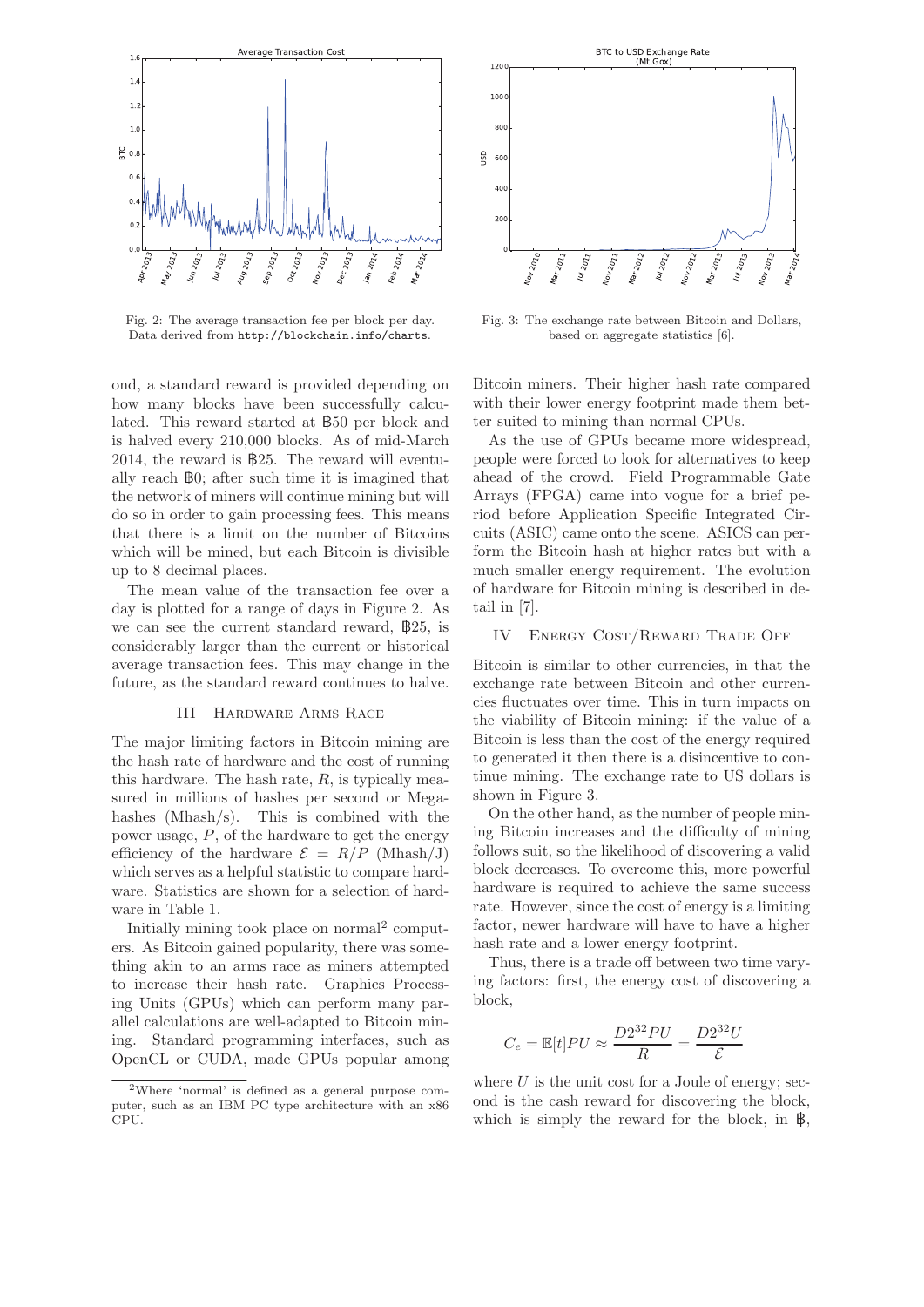Fig. 2: The average transaction fee per block per day. Data derived from http://blockchain.info/charts.

Fig. 3: The exchange rate between Bitcoin and Dollars, based on aggregate statistics [6].

ond, a standard reward is provided depending on how many blocks have been successfully calculated. This reward started at ฿50 per block and is halved every 210,000 blocks. As of mid-March 2014, the reward is ฿25. The reward will eventually reach ฿0; after such time it is imagined that the network of miners will continue mining but will do so in order to gain processing fees. This means that there is a limit on the number of Bitcoins which will be mined, but each Bitcoin is divisible up to 8 decimal places.

The mean value of the transaction fee over a day is plotted for a range of days in Figure 2. As we can see the current standard reward, ฿25, is considerably larger than the current or historical average transaction fees. This may change in the future, as the standard reward continues to halve.

## III Hardware Arms Race

The major limiting factors in Bitcoin mining are the hash rate of hardware and the cost of running this hardware. The hash rate, $R$, is typically measured in millions of hashes per second or Megahashes (Mhash/s). This is combined with the power usage, $P$, of the hardware to get the energy efficiency of the hardware $\mathcal{E} = R/P$ (Mhash/J) which serves as a helpful statistic to compare hardware. Statistics are shown for a selection of hardware in Table 1.

Initially mining took place on normal[2] computers. As Bitcoin gained popularity, there was something akin to an arms race as miners attempted to increase their hash rate. Graphics Processing Units (GPUs) which can perform many parallel calculations are well-adapted to Bitcoin mining. Standard programming interfaces, such as OpenCL or CUDA, made GPUs popular among Bitcoin miners. Their higher hash rate compared with their lower energy footprint made them better suited to mining than normal CPUs.

As the use of GPUs became more widespread, people were forced to look for alternatives to keep ahead of the crowd. Field Programmable Gate Arrays (FPGA) came into vogue for a brief period before Application Specific Integrated Circuits (ASIC) came onto the scene. ASICS can perform the Bitcoin hash at higher rates but with a much smaller energy requirement. The evolution of hardware for Bitcoin mining is described in detail in [7].

## IV Energy Cost/Reward Trade Off

Bitcoin is similar to other currencies, in that the exchange rate between Bitcoin and other currencies fluctuates over time. This in turn impacts on the viability of Bitcoin mining: if the value of a Bitcoin is less than the cost of the energy required to generated it then there is a disincentive to continue mining. The exchange rate to US dollars is shown in Figure 3.

On the other hand, as the number of people mining Bitcoin increases and the difficulty of mining follows suit, so the likelihood of discovering a valid block decreases. To overcome this, more powerful hardware is required to achieve the same success rate. However, since the cost of energy is a limiting factor, newer hardware will have to have a higher hash rate and a lower energy footprint.

Thus, there is a trade off between two time varying factors: first, the energy cost of discovering a block,

$$C_e = \mathbb{E}[t]PU \approx \frac{D2^{32}PU}{R} = \frac{D2^{32}U}{\mathcal{E}}$$

where $U$ is the unit cost for a Joule of energy; second is the cash reward for discovering the block, which is simply the reward for the block, in ฿,

[2] Where 'normal' is defined as a general purpose computer, such as an IBM PC type architecture with an x86 CPU.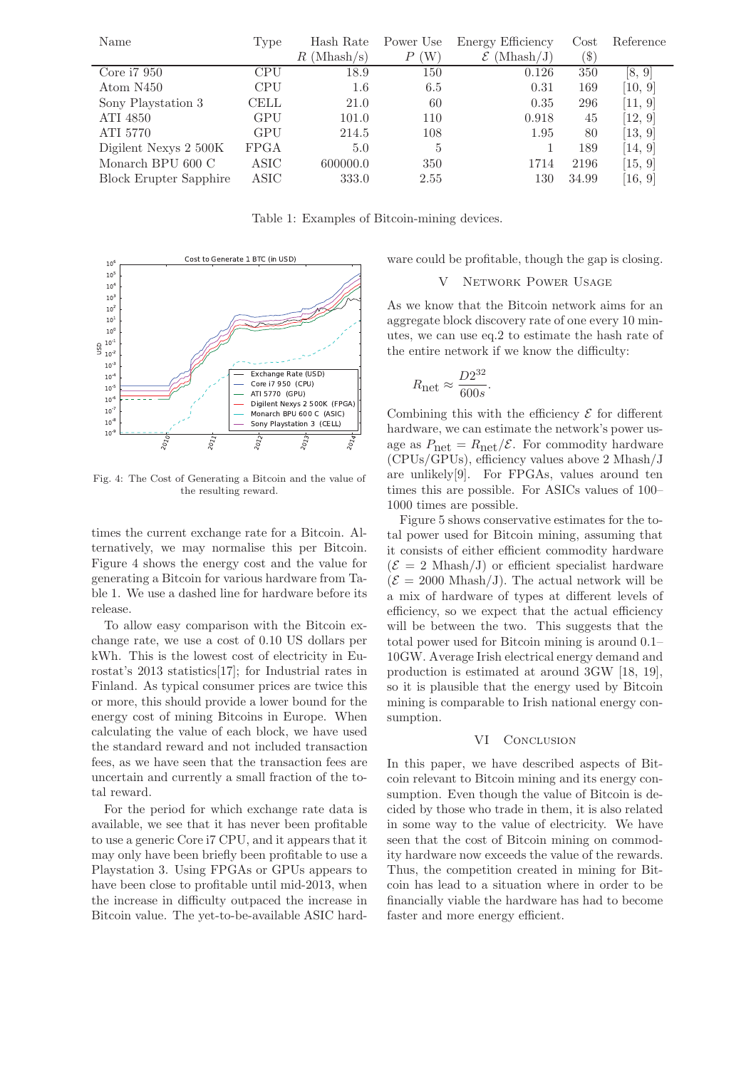| Name | Type | Hash Rate $R$ (Mhash/s) | Power Use $P$ (W) | Energy Efficiency $\mathcal{E}$ (Mhash/J) | Cost ($) | Reference |
|---|---|---|---|---|---|---|
| Core i7 950 | CPU | 18.9 | 150 | 0.126 | 350 | [8, 9] |
| Atom N450 | CPU | 1.6 | 6.5 | 0.31 | 169 | [10, 9] |
| Sony Playstation 3 | CELL | 21.0 | 60 | 0.35 | 296 | [11, 9] |
| ATI 4850 | GPU | 101.0 | 110 | 0.918 | 45 | [12, 9] |
| ATI 5770 | GPU | 214.5 | 108 | 1.95 | 80 | [13, 9] |
| Digilent Nexys 2 500K | FPGA | 5.0 | 5 | 1 | 189 | [14, 9] |
| Monarch BPU 600 C | ASIC | 600000.0 | 350 | 1714 | 2196 | [15, 9] |
| Block Erupter Sapphire | ASIC | 333.0 | 2.55 | 130 | 34.99 | [16, 9] |

Table 1: Examples of Bitcoin-mining devices.

Fig. 4: The Cost of Generating a Bitcoin and the value of the resulting reward.

times the current exchange rate for a Bitcoin. Alternatively, we may normalise this per Bitcoin. Figure 4 shows the energy cost and the value for generating a Bitcoin for various hardware from Table 1. We use a dashed line for hardware before its release.

To allow easy comparison with the Bitcoin exchange rate, we use a cost of 0.10 US dollars per kWh. This is the lowest cost of electricity in Eurostat's 2013 statistics[17]; for Industrial rates in Finland. As typical consumer prices are twice this or more, this should provide a lower bound for the energy cost of mining Bitcoins in Europe. When calculating the value of each block, we have used the standard reward and not included transaction fees, as we have seen that the transaction fees are uncertain and currently a small fraction of the total reward.

For the period for which exchange rate data is available, we see that it has never been profitable to use a generic Core i7 CPU, and it appears that it may only have been briefly been profitable to use a Playstation 3. Using FPGAs or GPUs appears to have been close to profitable until mid-2013, when the increase in difficulty outpaced the increase in Bitcoin value. The yet-to-be-available ASIC hardware could be profitable, though the gap is closing.

## V Network Power Usage

As we know that the Bitcoin network aims for an aggregate block discovery rate of one every 10 minutes, we can use eq.2 to estimate the hash rate of the entire network if we know the difficulty:

$$R_{\text{net}} \approx \frac{D2^{32}}{600s}.$$

Combining this with the efficiency $\mathcal{E}$ for different hardware, we can estimate the network's power usage as $P_{\text{net}} = R_{\text{net}}/\mathcal{E}$. For commodity hardware (CPUs/GPUs), efficiency values above 2 Mhash/J are unlikely[9]. For FPGAs, values around ten times this are possible. For ASICs values of 100–1000 times are possible.

Figure 5 shows conservative estimates for the total power used for Bitcoin mining, assuming that it consists of either efficient commodity hardware ($\mathcal{E}$ = 2 Mhash/J) or efficient specialist hardware ($\mathcal{E}$ = 2000 Mhash/J). The actual network will be a mix of hardware of types at different levels of efficiency, so we expect that the actual efficiency will be between the two. This suggests that the total power used for Bitcoin mining is around 0.1–10GW. Average Irish electrical energy demand and production is estimated at around 3GW [18, 19], so it is plausible that the energy used by Bitcoin mining is comparable to Irish national energy consumption.

## VI Conclusion

In this paper, we have described aspects of Bitcoin relevant to Bitcoin mining and its energy consumption. Even though the value of Bitcoin is decided by those who trade in them, it is also related in some way to the value of electricity. We have seen that the cost of Bitcoin mining on commodity hardware now exceeds the value of the rewards. Thus, the competition created in mining for Bitcoin has lead to a situation where in order to be financially viable the hardware has had to become faster and more energy efficient.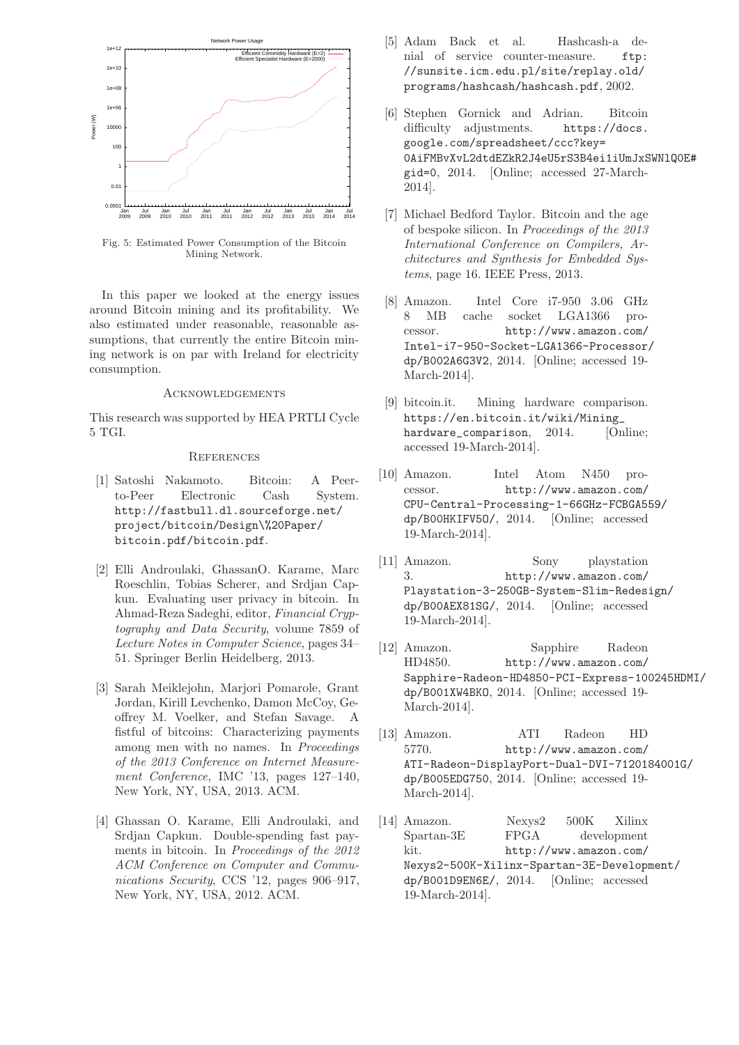Fig. 5: Estimated Power Consumption of the Bitcoin Mining Network.

In this paper we looked at the energy issues around Bitcoin mining and its profitability. We also estimated under reasonable, reasonable assumptions, that currently the entire Bitcoin mining network is on par with Ireland for electricity consumption.

## Acknowledgements

This research was supported by HEA PRTLI Cycle 5 TGI.

## References

[1] Satoshi Nakamoto. Bitcoin: A Peer-to-Peer Electronic Cash System. http://fastbull.dl.sourceforge.net/project/bitcoin/Design\%20Paper/bitcoin.pdf/bitcoin.pdf.

[2] Elli Androulaki, GhassanO. Karame, Marc Roeschlin, Tobias Scherer, and Srdjan Capkun. Evaluating user privacy in bitcoin. In Ahmad-Reza Sadeghi, editor, *Financial Cryptography and Data Security*, volume 7859 of *Lecture Notes in Computer Science*, pages 34–51. Springer Berlin Heidelberg, 2013.

[3] Sarah Meiklejohn, Marjori Pomarole, Grant Jordan, Kirill Levchenko, Damon McCoy, Geoffrey M. Voelker, and Stefan Savage. A fistful of bitcoins: Characterizing payments among men with no names. In *Proceedings of the 2013 Conference on Internet Measurement Conference*, IMC '13, pages 127–140, New York, NY, USA, 2013. ACM.

[4] Ghassan O. Karame, Elli Androulaki, and Srdjan Capkun. Double-spending fast payments in bitcoin. In *Proceedings of the 2012 ACM Conference on Computer and Communications Security*, CCS '12, pages 906–917, New York, NY, USA, 2012. ACM.

[5] Adam Back et al. Hashcash-a denial of service counter-measure. ftp://sunsite.icm.edu.pl/site/replay.old/programs/hashcash/hashcash.pdf, 2002.

[6] Stephen Gornick and Adrian. Bitcoin difficulty adjustments. https://docs.google.com/spreadsheet/ccc?key=0AiFMBvXvL2dtdEZkR2J4eU5rS3B4ei1iUmJxSWNlQ0E#gid=0, 2014. [Online; accessed 27-March-2014].

[7] Michael Bedford Taylor. Bitcoin and the age of bespoke silicon. In *Proceedings of the 2013 International Conference on Compilers, Architectures and Synthesis for Embedded Systems*, page 16. IEEE Press, 2013.

[8] Amazon. Intel Core i7-950 3.06 GHz 8 MB cache socket LGA1366 processor. http://www.amazon.com/Intel-i7-950-Socket-LGA1366-Processor/dp/B002A6G3V2, 2014. [Online; accessed 19-March-2014].

[9] bitcoin.it. Mining hardware comparison. https://en.bitcoin.it/wiki/Mining_hardware_comparison, 2014. [Online; accessed 19-March-2014].

[10] Amazon. Intel Atom N450 processor. http://www.amazon.com/CPU-Central-Processing-1-66GHz-FCBGA559/dp/B00HKIFV5O/, 2014. [Online; accessed 19-March-2014].

[11] Amazon. Sony playstation 3. http://www.amazon.com/Playstation-3-250GB-System-Slim-Redesign/dp/B00AEX81SG/, 2014. [Online; accessed 19-March-2014].

[12] Amazon. Sapphire Radeon HD4850. http://www.amazon.com/Sapphire-Radeon-HD4850-PCI-Express-100245HDMI/dp/B001XW4BK0, 2014. [Online; accessed 19-March-2014].

[13] Amazon. ATI Radeon HD 5770. http://www.amazon.com/ATI-Radeon-DisplayPort-Dual-DVI-7120184001G/dp/B005EDG750, 2014. [Online; accessed 19-March-2014].

[14] Amazon. Nexys2 500K Xilinx Spartan-3E FPGA development kit. http://www.amazon.com/Nexys2-500K-Xilinx-Spartan-3E-Development/dp/B001D9EN6E/, 2014. [Online; accessed 19-March-2014].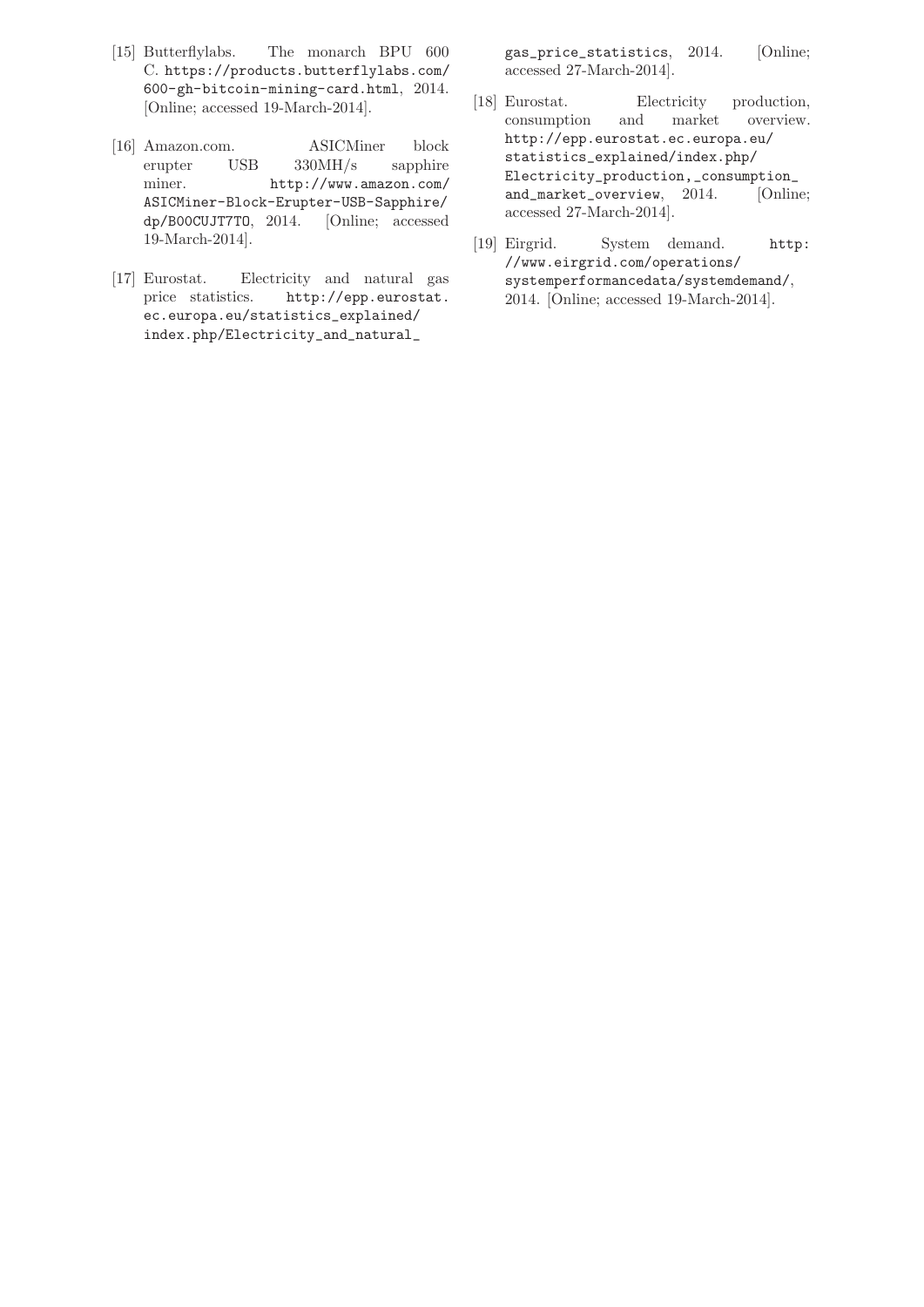[15] Butterflylabs. The monarch BPU 600 C. https://products.butterflylabs.com/600-gh-bitcoin-mining-card.html, 2014. [Online; accessed 19-March-2014].

[16] Amazon.com. ASICMiner block erupter USB 330MH/s sapphire miner. http://www.amazon.com/ASICMiner-Block-Erupter-USB-Sapphire/dp/B00CUJT7TO, 2014. [Online; accessed 19-March-2014].

[17] Eurostat. Electricity and natural gas price statistics. http://epp.eurostat.ec.europa.eu/statistics_explained/index.php/Electricity_and_natural_gas_price_statistics, 2014. [Online; accessed 27-March-2014].

[18] Eurostat. Electricity production, consumption and market overview. http://epp.eurostat.ec.europa.eu/statistics_explained/index.php/Electricity_production,_consumption_and_market_overview, 2014. [Online; accessed 27-March-2014].

[19] Eirgrid. System demand. http://www.eirgrid.com/operations/systemperformancedata/systemdemand/, 2014. [Online; accessed 19-March-2014].